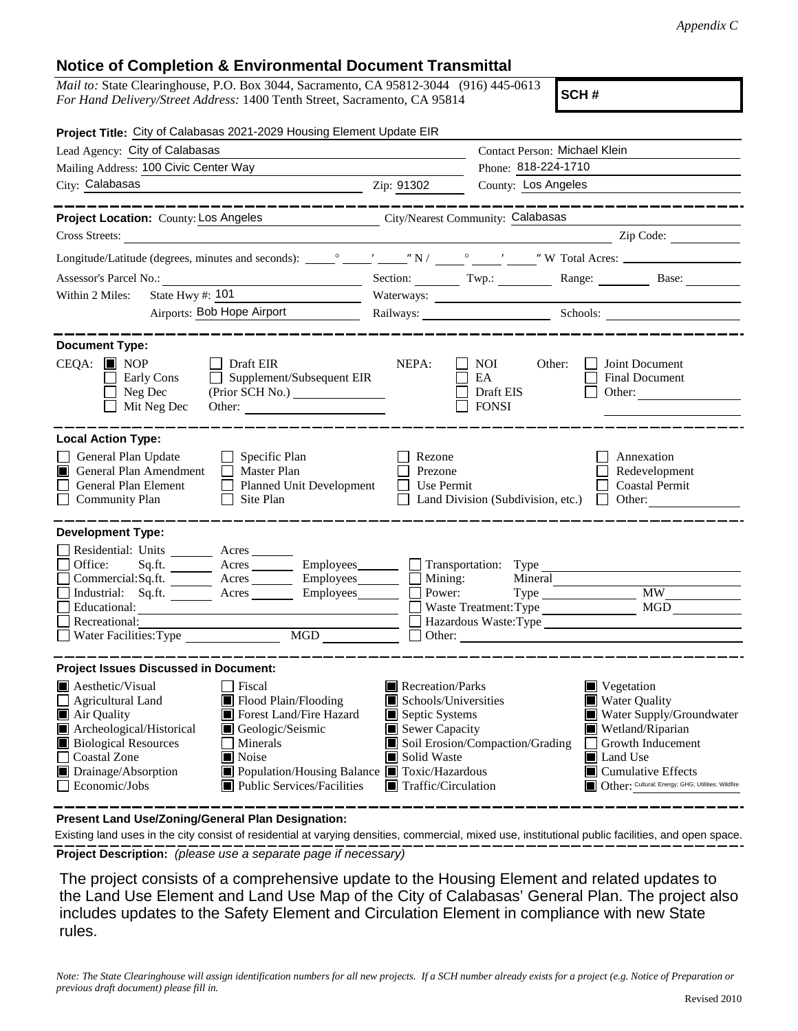*Appendix C*

## Notice of Completion & Environmental Document Transmittal

*Mail to:* State Clearinghouse, P.O. Box 3044, Sacramento, CA 95812-3044 (916) 445-0613
*For Hand Delivery/Street Address:* 1400 Tenth Street, Sacramento, CA 95814

**SCH #**

**Project Title:** City of Calabasas 2021-2029 Housing Element Update EIR

Lead Agency: City of Calabasas
Contact Person: Michael Klein
Mailing Address: 100 Civic Center Way
Phone: 818-224-1710
City: Calabasas Zip: 91302
County: Los Angeles

---

**Project Location:** County: Los Angeles City/Nearest Community: Calabasas
Cross Streets: Zip Code:
Longitude/Latitude (degrees, minutes and seconds): ° ′ ″ N / ° ′ ″ W Total Acres:
Assessor's Parcel No.: Section: Twp.: Range: Base:
Within 2 Miles: State Hwy #: 101 Waterways:
Airports: Bob Hope Airport Railways: Schools:

---

**Document Type:**

CEQA: ☒ NOP ☐ Draft EIR ☐ Early Cons ☐ Supplement/Subsequent EIR ☐ Neg Dec (Prior SCH No.) ☐ Mit Neg Dec Other:

NEPA: ☐ NOI ☐ EA ☐ Draft EIS ☐ FONSI

Other: ☐ Joint Document ☐ Final Document ☐ Other:

---

**Local Action Type:**

☐ General Plan Update ☐ Specific Plan ☐ Rezone ☐ Annexation
☒ General Plan Amendment ☐ Master Plan ☐ Prezone ☐ Redevelopment
☐ General Plan Element ☐ Planned Unit Development ☐ Use Permit ☐ Coastal Permit
☐ Community Plan ☐ Site Plan ☐ Land Division (Subdivision, etc.) ☐ Other:

---

**Development Type:**

☐ Residential: Units Acres
☐ Office: Sq.ft. Acres Employees
☐ Commercial: Sq.ft. Acres Employees
☐ Industrial: Sq.ft. Acres Employees
☐ Educational:
☐ Recreational:
☐ Water Facilities: Type MGD
☐ Transportation: Type
☐ Mining: Mineral
☐ Power: Type MW
☐ Waste Treatment: Type MGD
☐ Hazardous Waste: Type
☐ Other:

---

**Project Issues Discussed in Document:**

☒ Aesthetic/Visual ☐ Fiscal ☒ Recreation/Parks ☒ Vegetation
☐ Agricultural Land ☒ Flood Plain/Flooding ☒ Schools/Universities ☒ Water Quality
☒ Air Quality ☒ Forest Land/Fire Hazard ☒ Septic Systems ☒ Water Supply/Groundwater
☒ Archeological/Historical ☒ Geologic/Seismic ☒ Sewer Capacity ☒ Wetland/Riparian
☒ Biological Resources ☐ Minerals ☒ Soil Erosion/Compaction/Grading ☐ Growth Inducement
☐ Coastal Zone ☒ Noise ☒ Solid Waste ☒ Land Use
☒ Drainage/Absorption ☒ Population/Housing Balance ☒ Toxic/Hazardous ☒ Cumulative Effects
☐ Economic/Jobs ☒ Public Services/Facilities ☒ Traffic/Circulation ☒ Other: Cultural; Energy; GHG; Utilities; Wildfire

---

**Present Land Use/Zoning/General Plan Designation:**

Existing land uses in the city consist of residential at varying densities, commercial, mixed use, institutional public facilities, and open space.

**Project Description:** *(please use a separate page if necessary)*

The project consists of a comprehensive update to the Housing Element and related updates to the Land Use Element and Land Use Map of the City of Calabasas' General Plan. The project also includes updates to the Safety Element and Circulation Element in compliance with new State rules.

*Note: The State Clearinghouse will assign identification numbers for all new projects. If a SCH number already exists for a project (e.g. Notice of Preparation or previous draft document) please fill in.*

Revised 2010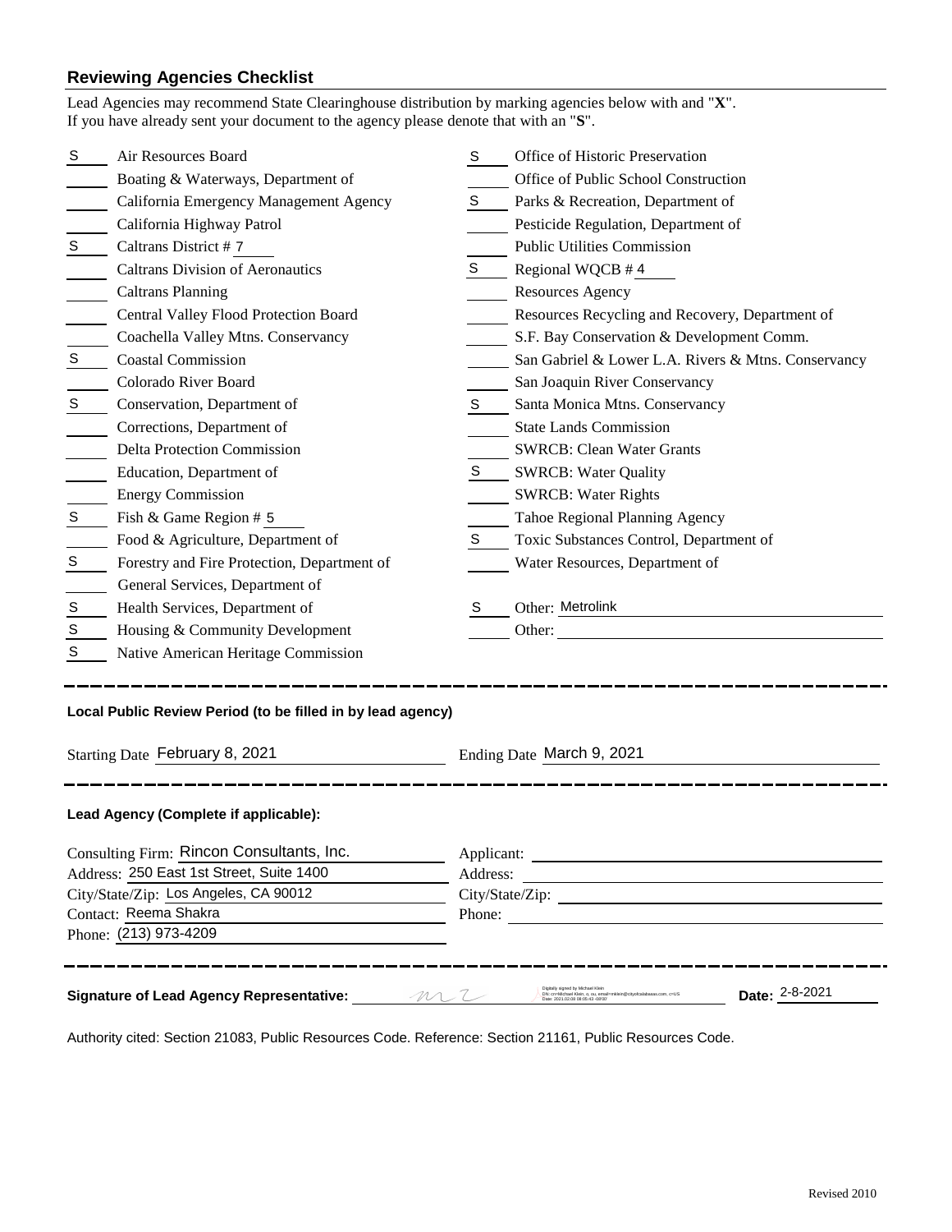## Reviewing Agencies Checklist

Lead Agencies may recommend State Clearinghouse distribution by marking agencies below with and "**X**".
If you have already sent your document to the agency please denote that with an "**S**".

| | | | |
|---|---|---|---|
| S | Air Resources Board | S | Office of Historic Preservation |
| | Boating & Waterways, Department of | | Office of Public School Construction |
| | California Emergency Management Agency | S | Parks & Recreation, Department of |
| | California Highway Patrol | | Pesticide Regulation, Department of |
| S | Caltrans District # 7 | | Public Utilities Commission |
| | Caltrans Division of Aeronautics | S | Regional WQCB # 4 |
| | Caltrans Planning | | Resources Agency |
| | Central Valley Flood Protection Board | | Resources Recycling and Recovery, Department of |
| | Coachella Valley Mtns. Conservancy | | S.F. Bay Conservation & Development Comm. |
| S | Coastal Commission | | San Gabriel & Lower L.A. Rivers & Mtns. Conservancy |
| | Colorado River Board | | San Joaquin River Conservancy |
| S | Conservation, Department of | S | Santa Monica Mtns. Conservancy |
| | Corrections, Department of | | State Lands Commission |
| | Delta Protection Commission | | SWRCB: Clean Water Grants |
| | Education, Department of | S | SWRCB: Water Quality |
| | Energy Commission | | SWRCB: Water Rights |
| S | Fish & Game Region # 5 | | Tahoe Regional Planning Agency |
| | Food & Agriculture, Department of | S | Toxic Substances Control, Department of |
| S | Forestry and Fire Protection, Department of | | Water Resources, Department of |
| | General Services, Department of | | |
| S | Health Services, Department of | S | Other: Metrolink |
| S | Housing & Community Development | | Other: |
| S | Native American Heritage Commission | | |

---

**Local Public Review Period (to be filled in by lead agency)**

Starting Date February 8, 2021

Ending Date March 9, 2021

---

**Lead Agency (Complete if applicable):**

Consulting Firm: Rincon Consultants, Inc.
Address: 250 East 1st Street, Suite 1400
City/State/Zip: Los Angeles, CA 90012
Contact: Reema Shakra
Phone: (213) 973-4209

Applicant:
Address:
City/State/Zip:
Phone:

---

**Signature of Lead Agency Representative:** Digitally signed by Michael Klein Date: 2021.02.08 08:05:43 -08'00' **Date:** 2-8-2021

Authority cited: Section 21083, Public Resources Code. Reference: Section 21161, Public Resources Code.

Revised 2010